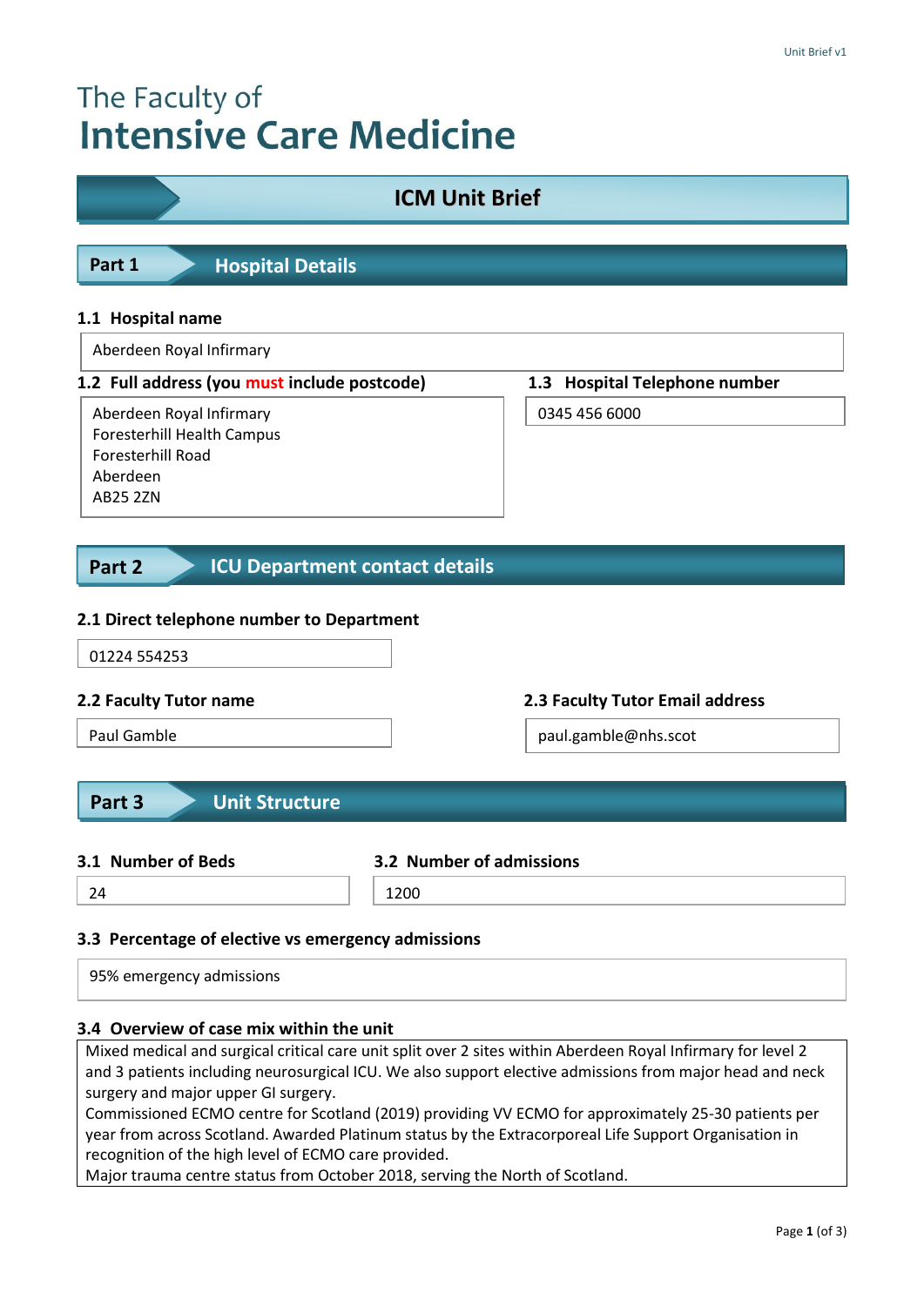# The Faculty of Intensive Care Medicine

## ICM Unit Brief

## Part 1 Hospital Details

### 1.1 Hospital name

Aberdeen Royal Infirmary

### 1.2 Full address (you must include postcode)

Aberdeen Royal Infirmary
Foresterhill Health Campus
Foresterhill Road
Aberdeen
AB25 2ZN

### 1.3 Hospital Telephone number

0345 456 6000

## Part 2 ICU Department contact details

### 2.1 Direct telephone number to Department

01224 554253

### 2.2 Faculty Tutor name

Paul Gamble

### 2.3 Faculty Tutor Email address

paul.gamble@nhs.scot

## Part 3 Unit Structure

### 3.1 Number of Beds

24

### 3.2 Number of admissions

1200

### 3.3 Percentage of elective vs emergency admissions

95% emergency admissions

### 3.4 Overview of case mix within the unit

Mixed medical and surgical critical care unit split over 2 sites within Aberdeen Royal Infirmary for level 2 and 3 patients including neurosurgical ICU. We also support elective admissions from major head and neck surgery and major upper GI surgery.
Commissioned ECMO centre for Scotland (2019) providing VV ECMO for approximately 25-30 patients per year from across Scotland. Awarded Platinum status by the Extracorporeal Life Support Organisation in recognition of the high level of ECMO care provided.
Major trauma centre status from October 2018, serving the North of Scotland.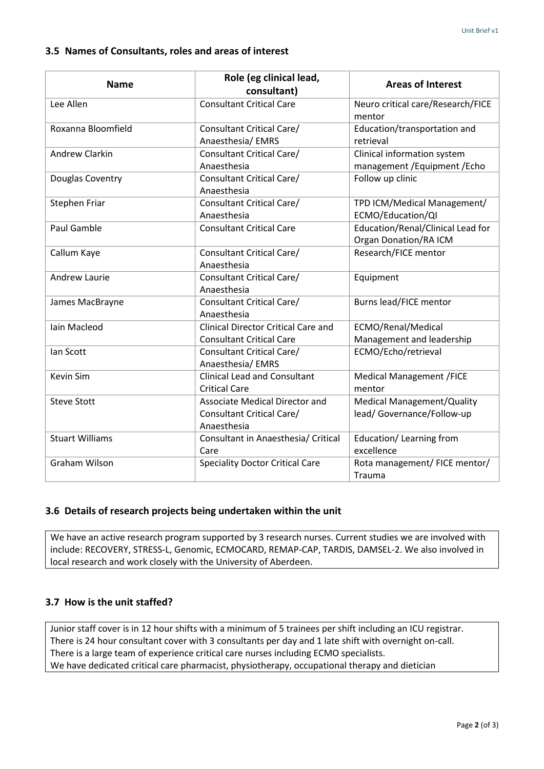### 3.5 Names of Consultants, roles and areas of interest

| Name | Role (eg clinical lead, consultant) | Areas of Interest |
|---|---|---|
| Lee Allen | Consultant Critical Care | Neuro critical care/Research/FICE mentor |
| Roxanna Bloomfield | Consultant Critical Care/ Anaesthesia/ EMRS | Education/transportation and retrieval |
| Andrew Clarkin | Consultant Critical Care/ Anaesthesia | Clinical information system management /Equipment /Echo |
| Douglas Coventry | Consultant Critical Care/ Anaesthesia | Follow up clinic |
| Stephen Friar | Consultant Critical Care/ Anaesthesia | TPD ICM/Medical Management/ ECMO/Education/QI |
| Paul Gamble | Consultant Critical Care | Education/Renal/Clinical Lead for Organ Donation/RA ICM |
| Callum Kaye | Consultant Critical Care/ Anaesthesia | Research/FICE mentor |
| Andrew Laurie | Consultant Critical Care/ Anaesthesia | Equipment |
| James MacBrayne | Consultant Critical Care/ Anaesthesia | Burns lead/FICE mentor |
| Iain Macleod | Clinical Director Critical Care and Consultant Critical Care | ECMO/Renal/Medical Management and leadership |
| Ian Scott | Consultant Critical Care/ Anaesthesia/ EMRS | ECMO/Echo/retrieval |
| Kevin Sim | Clinical Lead and Consultant Critical Care | Medical Management /FICE mentor |
| Steve Stott | Associate Medical Director and Consultant Critical Care/ Anaesthesia | Medical Management/Quality lead/ Governance/Follow-up |
| Stuart Williams | Consultant in Anaesthesia/ Critical Care | Education/ Learning from excellence |
| Graham Wilson | Speciality Doctor Critical Care | Rota management/ FICE mentor/ Trauma |

### 3.6 Details of research projects being undertaken within the unit

We have an active research program supported by 3 research nurses. Current studies we are involved with include: RECOVERY, STRESS-L, Genomic, ECMOCARD, REMAP-CAP, TARDIS, DAMSEL-2. We also involved in local research and work closely with the University of Aberdeen.

### 3.7 How is the unit staffed?

Junior staff cover is in 12 hour shifts with a minimum of 5 trainees per shift including an ICU registrar.
There is 24 hour consultant cover with 3 consultants per day and 1 late shift with overnight on-call.
There is a large team of experience critical care nurses including ECMO specialists.
We have dedicated critical care pharmacist, physiotherapy, occupational therapy and dietician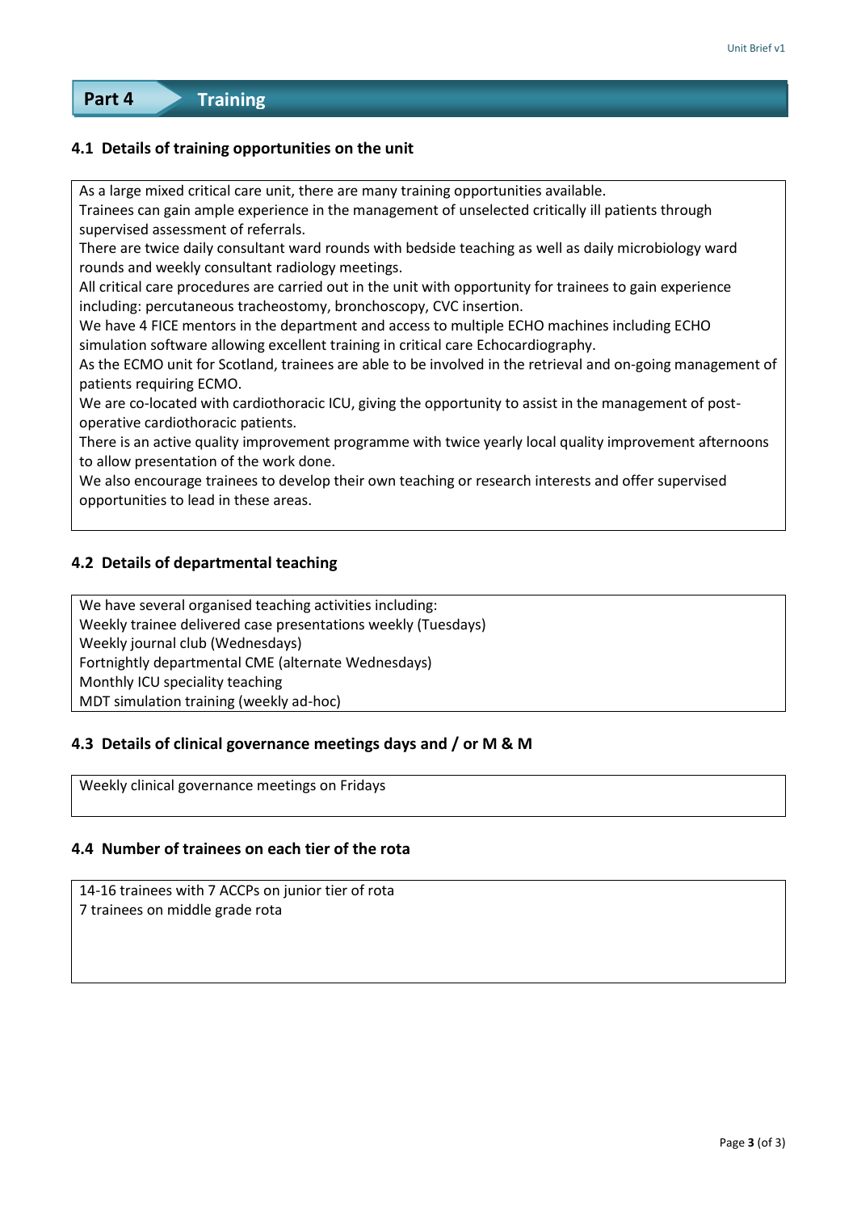## Part 4 Training

### 4.1 Details of training opportunities on the unit

As a large mixed critical care unit, there are many training opportunities available.
Trainees can gain ample experience in the management of unselected critically ill patients through supervised assessment of referrals.
There are twice daily consultant ward rounds with bedside teaching as well as daily microbiology ward rounds and weekly consultant radiology meetings.
All critical care procedures are carried out in the unit with opportunity for trainees to gain experience including: percutaneous tracheostomy, bronchoscopy, CVC insertion.
We have 4 FICE mentors in the department and access to multiple ECHO machines including ECHO simulation software allowing excellent training in critical care Echocardiography.
As the ECMO unit for Scotland, trainees are able to be involved in the retrieval and on-going management of patients requiring ECMO.
We are co-located with cardiothoracic ICU, giving the opportunity to assist in the management of post-operative cardiothoracic patients.
There is an active quality improvement programme with twice yearly local quality improvement afternoons to allow presentation of the work done.
We also encourage trainees to develop their own teaching or research interests and offer supervised opportunities to lead in these areas.

### 4.2 Details of departmental teaching

We have several organised teaching activities including:
Weekly trainee delivered case presentations weekly (Tuesdays)
Weekly journal club (Wednesdays)
Fortnightly departmental CME (alternate Wednesdays)
Monthly ICU speciality teaching
MDT simulation training (weekly ad-hoc)

### 4.3 Details of clinical governance meetings days and / or M & M

Weekly clinical governance meetings on Fridays

### 4.4 Number of trainees on each tier of the rota

14-16 trainees with 7 ACCPs on junior tier of rota
7 trainees on middle grade rota